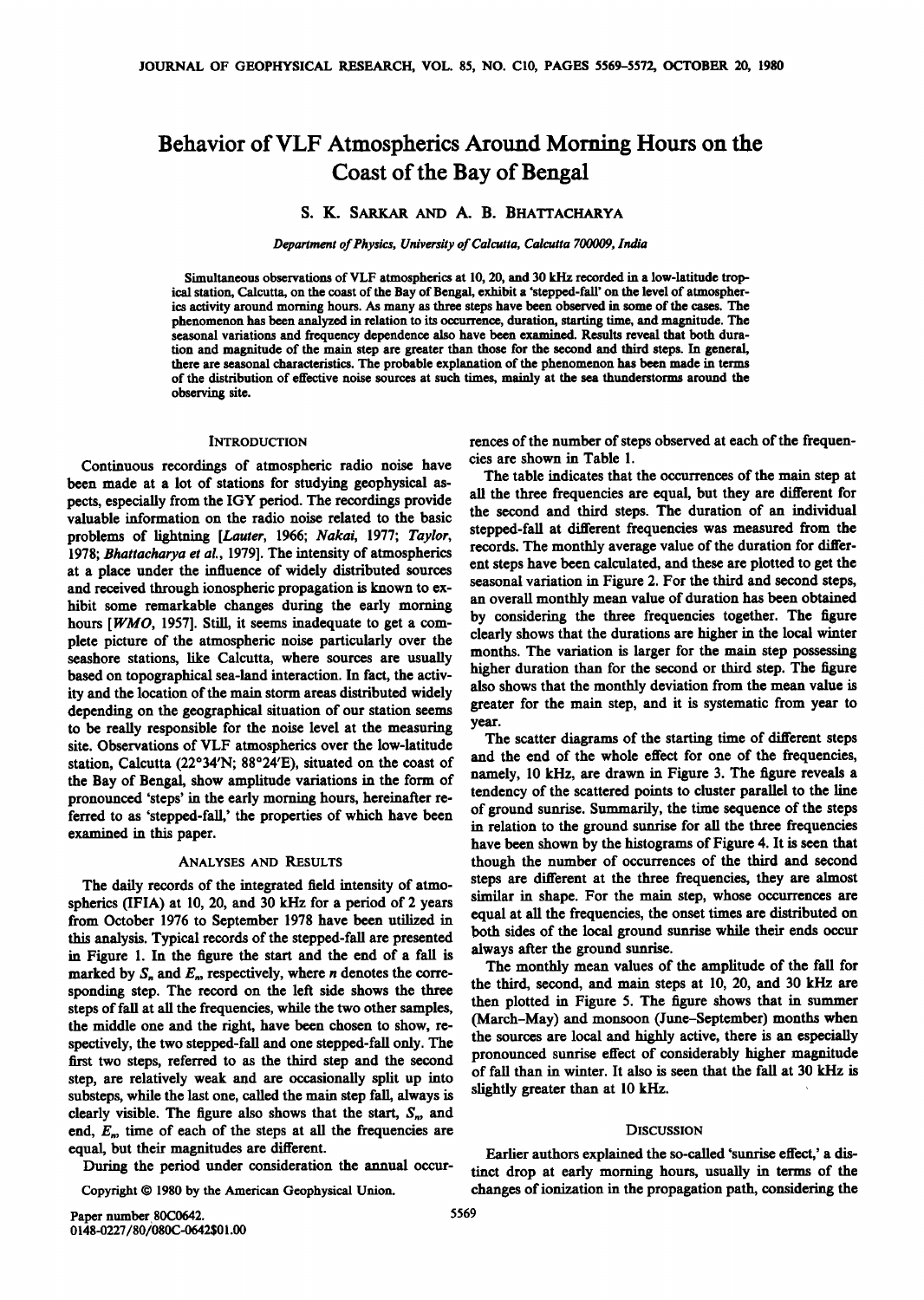# Behavior of VLF Atmospherics Around Morning Hours on the Coast of the Bay of Bengal

S. K. SARKAR AND A. B. BHATTACHARYA

*Department of Physics, University of Calcutta, Calcutta 700009, India*

Simultaneous observations of VLF atmospherics at 10, 20, and 30 kHz recorded in a low-latitude tropical station, Calcutta, on the coast of the Bay of Bengal, exhibit a 'stepped-fall' on the level of atmospherics activity around morning hours. As many as three steps have been observed in some of the cases. The phenomenon has been analyzed in relation to its occurrence, duration, starting time, and magnitude. The seasonal variations and frequency dependence also have been examined. Results reveal that both duration and magnitude of the main step are greater than those for the second and third steps. In general, there are seasonal characteristics. The probable explanation of the phenomenon has been made in terms of the distribution of effective noise sources at such times, mainly at the sea thunderstorms around the observing site.

## INTRODUCTION

Continuous recordings of atmospheric radio noise have been made at a lot of stations for studying geophysical aspects, especially from the IGY period. The recordings provide valuable information on the radio noise related to the basic problems of lightning [*Lauter*, 1966; *Nakai*, 1977; *Taylor*, 1978; *Bhattacharya et al.*, 1979]. The intensity of atmospherics at a place under the influence of widely distributed sources and received through ionospheric propagation is known to exhibit some remarkable changes during the early morning hours [*WMO*, 1957]. Still, it seems inadequate to get a complete picture of the atmospheric noise particularly over the seashore stations, like Calcutta, where sources are usually based on topographical sea-land interaction. In fact, the activity and the location of the main storm areas distributed widely depending on the geographical situation of our station seems to be really responsible for the noise level at the measuring site. Observations of VLF atmospherics over the low-latitude station, Calcutta (22°34'N; 88°24'E), situated on the coast of the Bay of Bengal, show amplitude variations in the form of pronounced 'steps' in the early morning hours, hereinafter referred to as 'stepped-fall,' the properties of which have been examined in this paper.

## ANALYSES AND RESULTS

The daily records of the integrated field intensity of atmospherics (IFIA) at 10, 20, and 30 kHz for a period of 2 years from October 1976 to September 1978 have been utilized in this analysis. Typical records of the stepped-fall are presented in Figure 1. In the figure the start and the end of a fall is marked by $S_n$ and $E_n$, respectively, where $n$ denotes the corresponding step. The record on the left side shows the three steps of fall at all the frequencies, while the two other samples, the middle one and the right, have been chosen to show, respectively, the two stepped-fall and one stepped-fall only. The first two steps, referred to as the third step and the second step, are relatively weak and are occasionally split up into substeps, while the last one, called the main step fall, always is clearly visible. The figure also shows that the start, $S_n$, and end, $E_n$, time of each of the steps at all the frequencies are equal, but their magnitudes are different.

During the period under consideration the annual occurrences of the number of steps observed at each of the frequencies are shown in Table 1.

The table indicates that the occurrences of the main step at all the three frequencies are equal, but they are different for the second and third steps. The duration of an individual stepped-fall at different frequencies was measured from the records. The monthly average value of the duration for different steps have been calculated, and these are plotted to get the seasonal variation in Figure 2. For the third and second steps, an overall monthly mean value of duration has been obtained by considering the three frequencies together. The figure clearly shows that the durations are higher in the local winter months. The variation is larger for the main step possessing higher duration than for the second or third step. The figure also shows that the monthly deviation from the mean value is greater for the main step, and it is systematic from year to year.

The scatter diagrams of the starting time of different steps and the end of the whole effect for one of the frequencies, namely, 10 kHz, are drawn in Figure 3. The figure reveals a tendency of the scattered points to cluster parallel to the line of ground sunrise. Summarily, the time sequence of the steps in relation to the ground sunrise for all the three frequencies have been shown by the histograms of Figure 4. It is seen that though the number of occurrences of the third and second steps are different at the three frequencies, they are almost similar in shape. For the main step, whose occurrences are equal at all the frequencies, the onset times are distributed on both sides of the local ground sunrise while their ends occur always after the ground sunrise.

The monthly mean values of the amplitude of the fall for the third, second, and main steps at 10, 20, and 30 kHz are then plotted in Figure 5. The figure shows that in summer (March–May) and monsoon (June–September) months when the sources are local and highly active, there is an especially pronounced sunrise effect of considerably higher magnitude of fall than in winter. It also is seen that the fall at 30 kHz is slightly greater than at 10 kHz.

## DISCUSSION

Earlier authors explained the so-called 'sunrise effect,' a distinct drop at early morning hours, usually in terms of the changes of ionization in the propagation path, considering the

Copyright © 1980 by the American Geophysical Union.

Paper number 80C0642.
0148-0227/80/080C-0642$01.00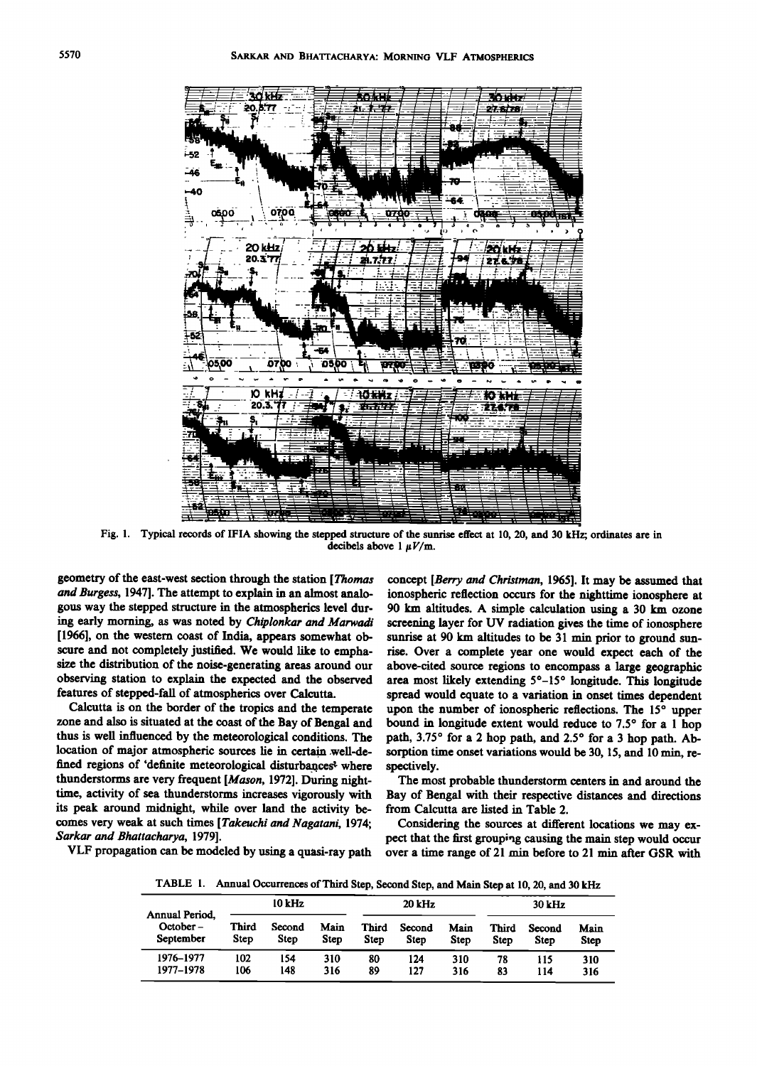Fig. 1. Typical records of IFIA showing the stepped structure of the sunrise effect at 10, 20, and 30 kHz; ordinates are in decibels above 1 $\mu V/m$.

geometry of the east-west section through the station [*Thomas and Burgess*, 1947]. The attempt to explain in an almost analogous way the stepped structure in the atmospherics level during early morning, as was noted by *Chiplonkar and Marwadi* [1966], on the western coast of India, appears somewhat obscure and not completely justified. We would like to emphasize the distribution of the noise-generating areas around our observing station to explain the expected and the observed features of stepped-fall of atmospherics over Calcutta.

Calcutta is on the border of the tropics and the temperate zone and also is situated at the coast of the Bay of Bengal and thus is well influenced by the meteorological conditions. The location of major atmospheric sources lie in certain well-defined regions of 'definite meteorological disturbances' where thunderstorms are very frequent [*Mason*, 1972]. During nighttime, activity of sea thunderstorms increases vigorously with its peak around midnight, while over land the activity becomes very weak at such times [*Takeuchi and Nagatani*, 1974; *Sarkar and Bhattacharya*, 1979].

VLF propagation can be modeled by using a quasi-ray path concept [*Berry and Christman*, 1965]. It may be assumed that ionospheric reflection occurs for the nighttime ionosphere at 90 km altitudes. A simple calculation using a 30 km ozone screening layer for UV radiation gives the time of ionosphere sunrise at 90 km altitudes to be 31 min prior to ground sunrise. Over a complete year one would expect each of the above-cited source regions to encompass a large geographic area most likely extending 5°–15° longitude. This longitude spread would equate to a variation in onset times dependent upon the number of ionospheric reflections. The 15° upper bound in longitude extent would reduce to 7.5° for a 1 hop path, 3.75° for a 2 hop path, and 2.5° for a 3 hop path. Absorption time onset variations would be 30, 15, and 10 min, respectively.

The most probable thunderstorm centers in and around the Bay of Bengal with their respective distances and directions from Calcutta are listed in Table 2.

Considering the sources at different locations we may expect that the first grouping causing the main step would occur over a time range of 21 min before to 21 min after GSR with

TABLE 1. Annual Occurrences of Third Step, Second Step, and Main Step at 10, 20, and 30 kHz

| Annual Period, October–September | 10 kHz | | | 20 kHz | | | 30 kHz | | |
|---|---|---|---|---|---|---|---|---|---|
| | Third Step | Second Step | Main Step | Third Step | Second Step | Main Step | Third Step | Second Step | Main Step |
| 1976–1977 | 102 | 154 | 310 | 80 | 124 | 310 | 78 | 115 | 310 |
| 1977–1978 | 106 | 148 | 316 | 89 | 127 | 316 | 83 | 114 | 316 |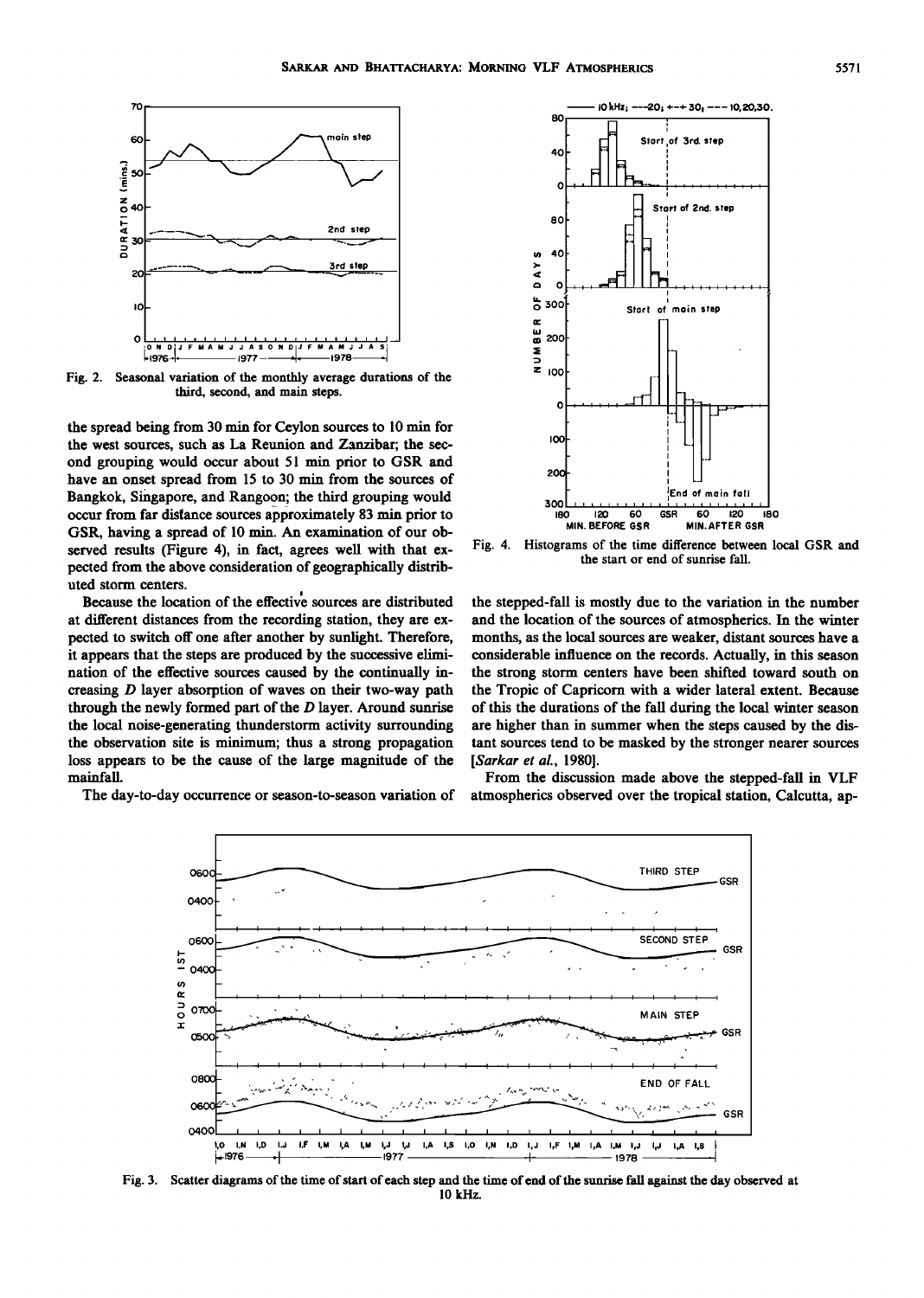Fig. 2. Seasonal variation of the monthly average durations of the third, second, and main steps.

the spread being from 30 min for Ceylon sources to 10 min for the west sources, such as La Reunion and Zanzibar; the second grouping would occur about 51 min prior to GSR and have an onset spread from 15 to 30 min from the sources of Bangkok, Singapore, and Rangoon; the third grouping would occur from far distance sources approximately 83 min prior to GSR, having a spread of 10 min. An examination of our observed results (Figure 4), in fact, agrees well with that expected from the above consideration of geographically distributed storm centers.

Because the location of the effective sources are distributed at different distances from the recording station, they are expected to switch off one after another by sunlight. Therefore, it appears that the steps are produced by the successive elimination of the effective sources caused by the continually increasing D layer absorption of waves on their two-way path through the newly formed part of the D layer. Around sunrise the local noise-generating thunderstorm activity surrounding the observation site is minimum; thus a strong propagation loss appears to be the cause of the large magnitude of the mainfall.

The day-to-day occurrence or season-to-season variation of the stepped-fall is mostly due to the variation in the number and the location of the sources of atmospherics. In the winter months, as the local sources are weaker, distant sources have a considerable influence on the records. Actually, in this season the strong storm centers have been shifted toward south on the Tropic of Capricorn with a wider lateral extent. Because of this the durations of the fall during the local winter season are higher than in summer when the steps caused by the distant sources tend to be masked by the stronger nearer sources [*Sarkar et al.*, 1980].

From the discussion made above the stepped-fall in VLF atmospherics observed over the tropical station, Calcutta, ap-

Fig. 4. Histograms of the time difference between local GSR and the start or end of sunrise fall.

Fig. 3. Scatter diagrams of the time of start of each step and the time of end of the sunrise fall against the day observed at 10 kHz.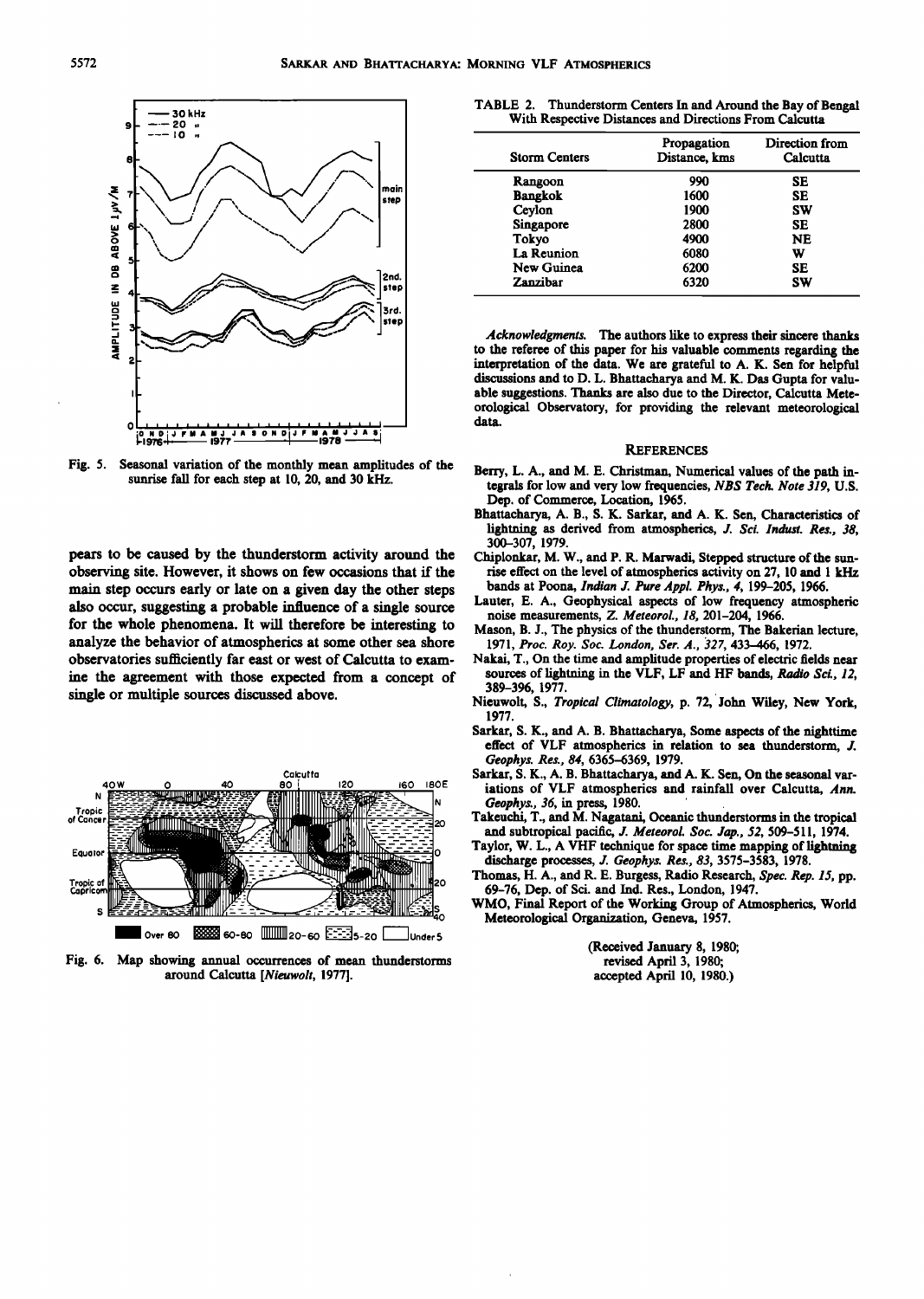— 30 kHz
-·- 20 "
--- 10 "

AMPLITUDE IN DB ABOVE 1μV/M

main step

2nd. step

3rd. step

O N D J F M A M J J A S O N D J F M A M J J A S

1976 1977 1978

Fig. 5. Seasonal variation of the monthly mean amplitudes of the sunrise fall for each step at 10, 20, and 30 kHz.

pears to be caused by the thunderstorm activity around the observing site. However, it shows on few occasions that if the main step occurs early or late on a given day the other steps also occur, suggesting a probable influence of a single source for the whole phenomena. It will therefore be interesting to analyze the behavior of atmospherics at some other sea shore observatories sufficiently far east or west of Calcutta to examine the agreement with those expected from a concept of single or multiple sources discussed above.

Calcutta

40W 0 40 80 120 160 180E

N

Tropic of Cancer

Equator

Tropic of Capricorn

S

Over 80 60-80 20-60 5-20 Under 5

Fig. 6. Map showing annual occurrences of mean thunderstorms around Calcutta [*Nieuwolt*, 1977].

TABLE 2. Thunderstorm Centers In and Around the Bay of Bengal With Respective Distances and Directions From Calcutta

| Storm Centers | Propagation Distance, kms | Direction from Calcutta |
|---|---|---|
| Rangoon | 990 | SE |
| Bangkok | 1600 | SE |
| Ceylon | 1900 | SW |
| Singapore | 2800 | SE |
| Tokyo | 4900 | NE |
| La Reunion | 6080 | W |
| New Guinea | 6200 | SE |
| Zanzibar | 6320 | SW |

*Acknowledgments.* The authors like to express their sincere thanks to the referee of this paper for his valuable comments regarding the interpretation of the data. We are grateful to A. K. Sen for helpful discussions and to D. L. Bhattacharya and M. K. Das Gupta for valuable suggestions. Thanks are also due to the Director, Calcutta Meteorological Observatory, for providing the relevant meteorological data.

## REFERENCES

Berry, L. A., and M. E. Christman, Numerical values of the path integrals for low and very low frequencies, *NBS Tech. Note 319*, U.S. Dep. of Commerce, Location, 1965.

Bhattacharya, A. B., S. K. Sarkar, and A. K. Sen, Characteristics of lightning as derived from atmospherics, *J. Sci. Indust. Res., 38*, 300–307, 1979.

Chiplonkar, M. W., and P. R. Marwadi, Stepped structure of the sunrise effect on the level of atmospherics activity on 27, 10 and 1 kHz bands at Poona, *Indian J. Pure Appl. Phys., 4*, 199–205, 1966.

Lauter, E. A., Geophysical aspects of low frequency atmospheric noise measurements, *Z. Meteorol., 18*, 201–204, 1966.

Mason, B. J., The physics of the thunderstorm, The Bakerian lecture, 1971, *Proc. Roy. Soc. London, Ser. A., 327*, 433–466, 1972.

Nakai, T., On the time and amplitude properties of electric fields near sources of lightning in the VLF, LF and HF bands, *Radio Sci., 12*, 389–396, 1977.

Nieuwolt, S., *Tropical Climatology*, p. 72, John Wiley, New York, 1977.

Sarkar, S. K., and A. B. Bhattacharya, Some aspects of the nighttime effect of VLF atmospherics in relation to sea thunderstorm, *J. Geophys. Res., 84*, 6365–6369, 1979.

Sarkar, S. K., A. B. Bhattacharya, and A. K. Sen, On the seasonal variations of VLF atmospherics and rainfall over Calcutta, *Ann. Geophys., 36*, in press, 1980.

Takeuchi, T., and M. Nagatani, Oceanic thunderstorms in the tropical and subtropical pacific, *J. Meteorol. Soc. Jap., 52*, 509–511, 1974.

Taylor, W. L., A VHF technique for space time mapping of lightning discharge processes, *J. Geophys. Res., 83*, 3575–3583, 1978.

Thomas, H. A., and R. E. Burgess, Radio Research, *Spec. Rep. 15*, pp. 69–76, Dep. of Sci. and Ind. Res., London, 1947.

WMO, Final Report of the Working Group of Atmospherics, World Meteorological Organization, Geneva, 1957.

(Received January 8, 1980;
revised April 3, 1980;
accepted April 10, 1980.)